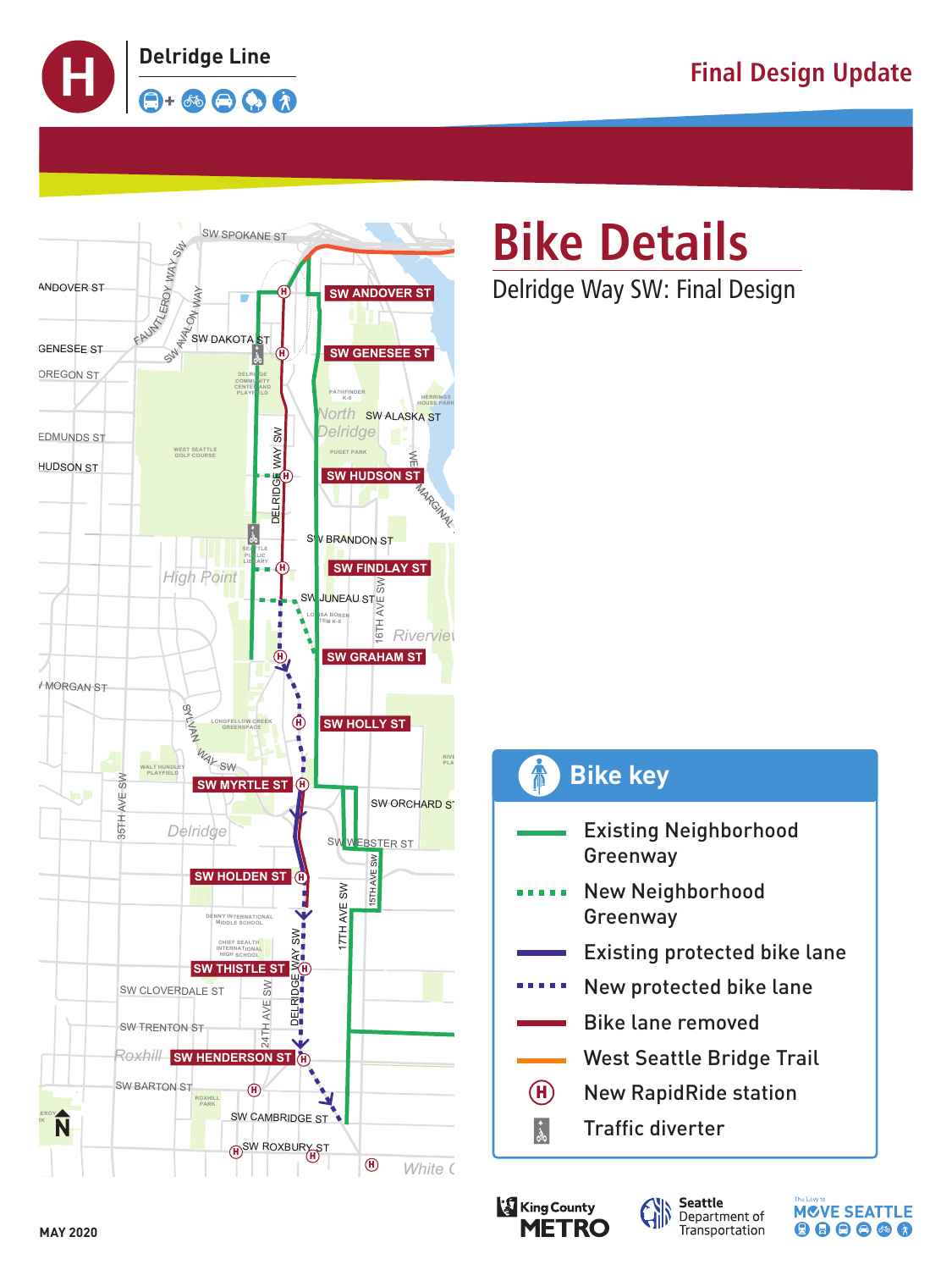# Delridge Line

## Final Design Update

# Bike Details

Delridge Way SW: Final Design

SW SPOKANE ST
ANDOVER ST
GENESEE ST
OREGON ST
EDMUNDS ST
HUDSON ST
FAUNTLEROY WAY SW
SW AVALON WAY
SW DAKOTA ST
SW ANDOVER ST
SW GENESEE ST
DELRIDGE COMMUNITY CENTER AND PLAYFIELD
PATHFINDER K-8
HERRINGS HOUSE PARK
North Delridge
SW ALASKA ST
WEST SEATTLE GOLF COURSE
PUGET PARK
DELRIDGE WAY SW
SW HUDSON ST
W MARGINAL
SW BRANDON ST
SEATTLE PUBLIC LIBRARY
SW FINDLAY ST
High Point
SW JUNEAU ST
LOUISA BOREN STEM K-8
16TH AVE SW
Riverview
SW GRAHAM ST
MORGAN ST
LONGFELLOW CREEK GREENSPACE
SW HOLLY ST
SYLVAN WAY SW
WALT HUNDLEY PLAYFIELD
SW MYRTLE ST
SW ORCHARD ST
35TH AVE SW
Delridge
SW WEBSTER ST
15TH AVE SW
SW HOLDEN ST
17TH AVE SW
DENNY INTERNATIONAL MIDDLE SCHOOL
CHIEF SEALTH INTERNATIONAL HIGH SCHOOL
SW THISTLE ST
DELRIDGE WAY SW
SW CLOVERDALE ST
24TH AVE SW
SW TRENTON ST
Roxhill
SW HENDERSON ST
SW BARTON ST
ROXHILL PARK
SW CAMBRIDGE ST
SW ROXBURY ST
White C

## Bike key

- Existing Neighborhood Greenway
- New Neighborhood Greenway
- Existing protected bike lane
- New protected bike lane
- Bike lane removed
- West Seattle Bridge Trail
- New RapidRide station
- Traffic diverter

MAY 2020

King County METRO | Seattle Department of Transportation | The Levy to MOVE SEATTLE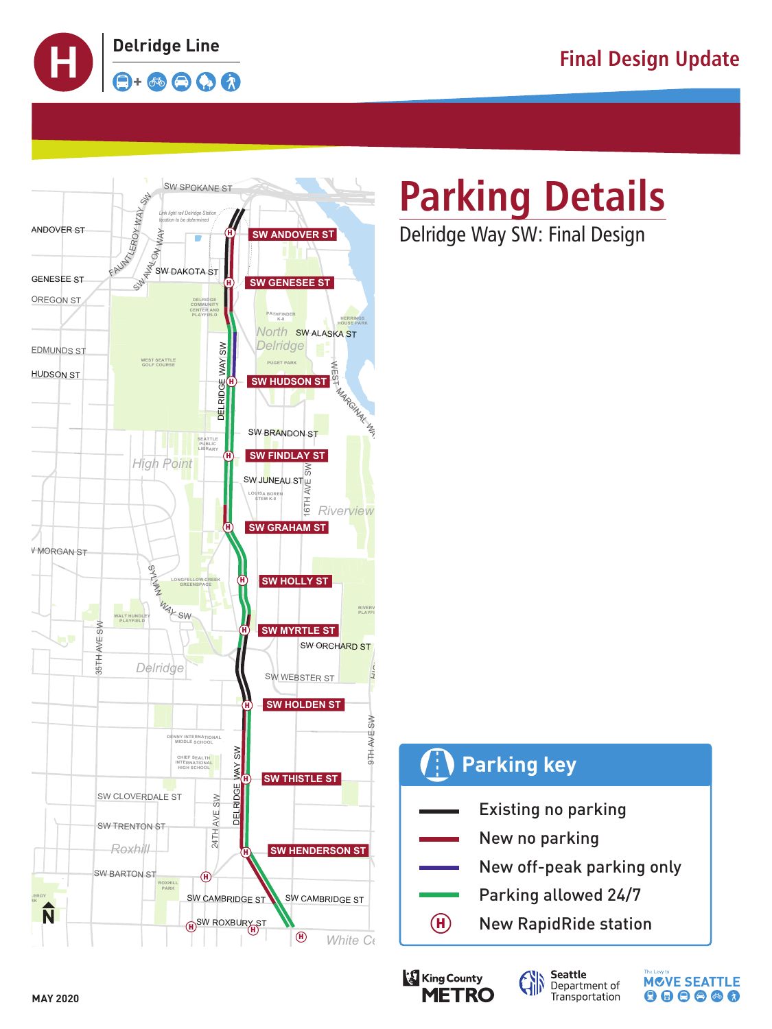# Delridge Line

Final Design Update

# Parking Details

## Delridge Way SW: Final Design

SW SPOKANE ST

Link light rail Delridge Station location to be determined

SW ANDOVER ST

SW GENESEE ST

SW HUDSON ST

SW FINDLAY ST

SW GRAHAM ST

SW HOLLY ST

SW MYRTLE ST

SW HOLDEN ST

SW THISTLE ST

SW HENDERSON ST

ANDOVER ST

GENESEE ST

OREGON ST

EDMUNDS ST

HUDSON ST

FAUNTLEROY WAY SW

SW AVALON WAY

SW DAKOTA ST

DELRIDGE COMMUNITY CENTER AND PLAYFIELD

WEST SEATTLE GOLF COURSE

PATHFINDER K-8

HERRINGS HOUSE PARK

North Delridge

SW ALASKA ST

PUGET PARK

WEST MARGINAL WAY

DELRIDGE WAY SW

SW BRANDON ST

SEATTLE PUBLIC LIBRARY

High Point

SW JUNEAU ST

LOUISA BOREN STEM K-8

16TH AVE SW

Riverview

W MORGAN ST

SYLVAN WAY SW

LONGFELLOW CREEK GREENSPACE

WALT HUNDLEY PLAYFIELD

35TH AVE SW

Delridge

SW ORCHARD ST

SW WEBSTER ST

9TH AVE SW

DENNY INTERNATIONAL MIDDLE SCHOOL

CHIEF SEALTH INTERNATIONAL HIGH SCHOOL

SW CLOVERDALE ST

SW TRENTON ST

24TH AVE SW

Roxhill

SW BARTON ST

ROXHILL PARK

SW CAMBRIDGE ST

SW ROXBURY ST

White Center

N

### Parking key

- Existing no parking
- New no parking
- New off-peak parking only
- Parking allowed 24/7
- New RapidRide station

King County METRO

Seattle Department of Transportation

The Levy to MOVE SEATTLE

MAY 2020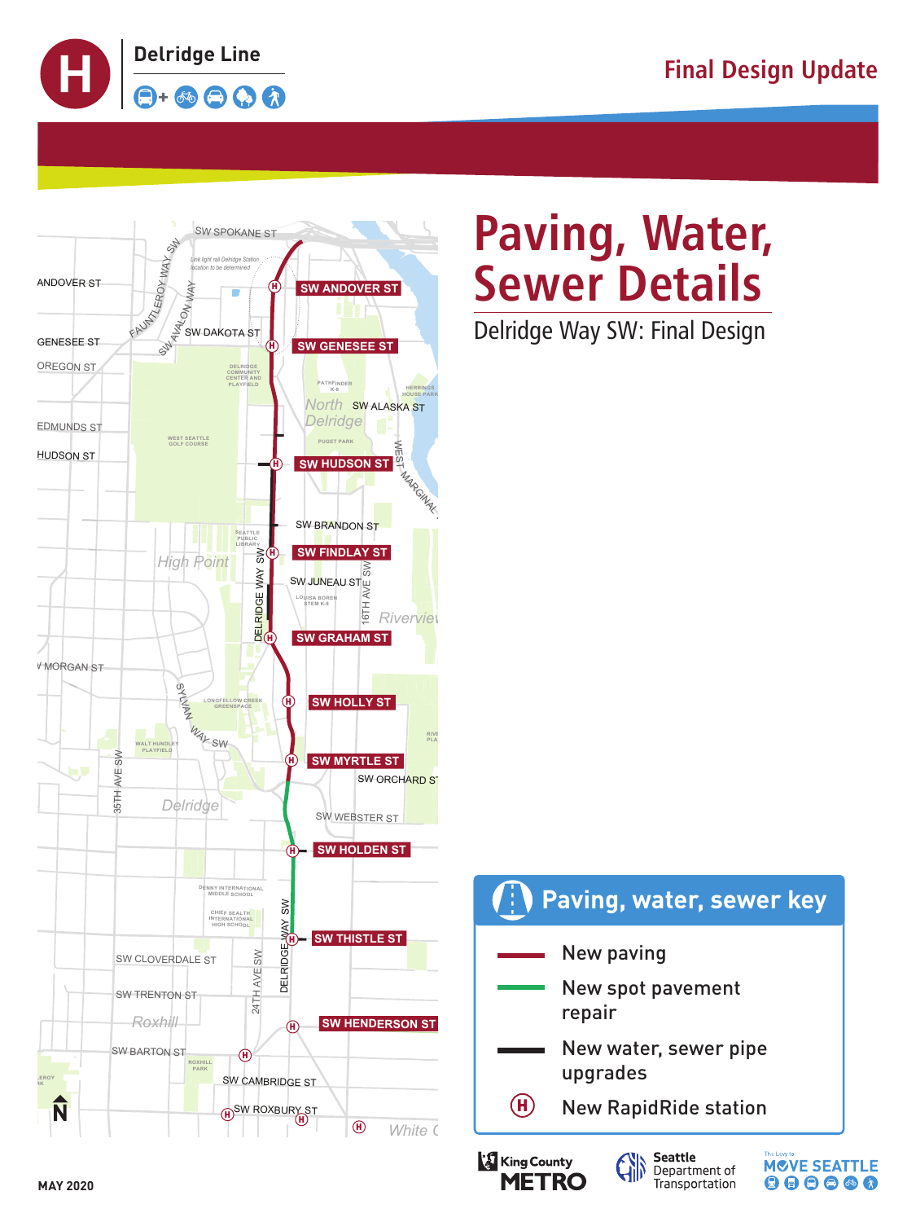# Delridge Line

Final Design Update

# Paving, Water, Sewer Details

## Delridge Way SW: Final Design

SW SPOKANE ST

ANDOVER ST

SW ANDOVER ST

GENESEE ST

SW DAKOTA ST

SW GENESEE ST

OREGON ST

SW ALASKA ST

EDMUNDS ST

HUDSON ST

SW HUDSON ST

SW BRANDON ST

SW FINDLAY ST

SW JUNEAU ST

SW GRAHAM ST

MORGAN ST

SW HOLLY ST

SW MYRTLE ST

SW ORCHARD ST

SW WEBSTER ST

SW HOLDEN ST

SW THISTLE ST

SW CLOVERDALE ST

SW TRENTON ST

SW HENDERSON ST

SW BARTON ST

SW CAMBRIDGE ST

SW ROXBURY ST

### Paving, water, sewer key

- New paving
- New spot pavement repair
- New water, sewer pipe upgrades
- New RapidRide station

MAY 2020

King County METRO

Seattle Department of Transportation

MOVE SEATTLE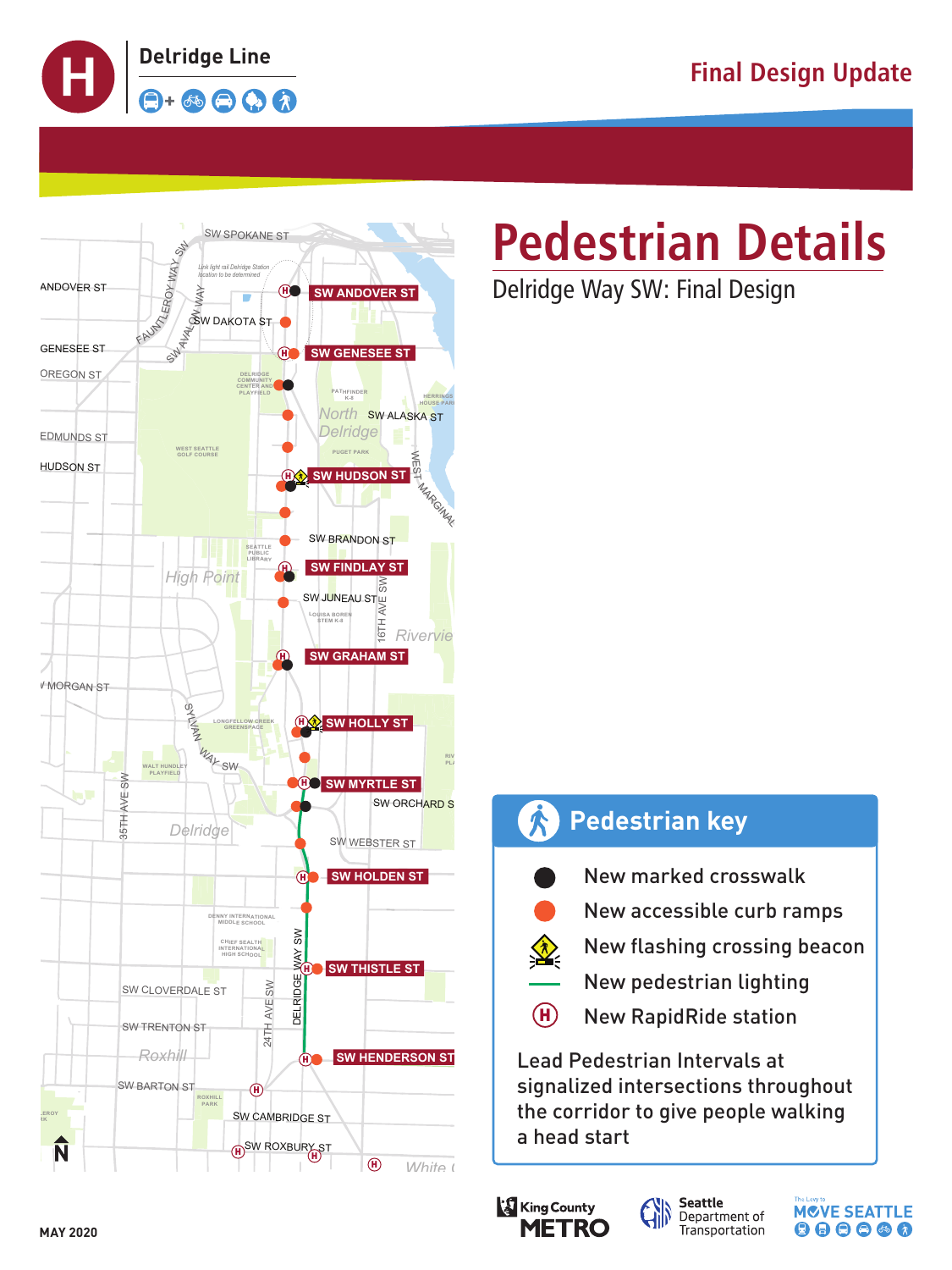# Delridge Line

Final Design Update

# Pedestrian Details

Delridge Way SW: Final Design

SW ANDOVER ST

SW GENESEE ST

SW HUDSON ST

SW FINDLAY ST

SW GRAHAM ST

SW HOLLY ST

SW MYRTLE ST

SW HOLDEN ST

SW THISTLE ST

SW HENDERSON ST

## Pedestrian key

- New marked crosswalk
- New accessible curb ramps
- New flashing crossing beacon
- New pedestrian lighting
- New RapidRide station

Lead Pedestrian Intervals at signalized intersections throughout the corridor to give people walking a head start

MAY 2020

King County METRO

Seattle Department of Transportation

The Levy to MOVE SEATTLE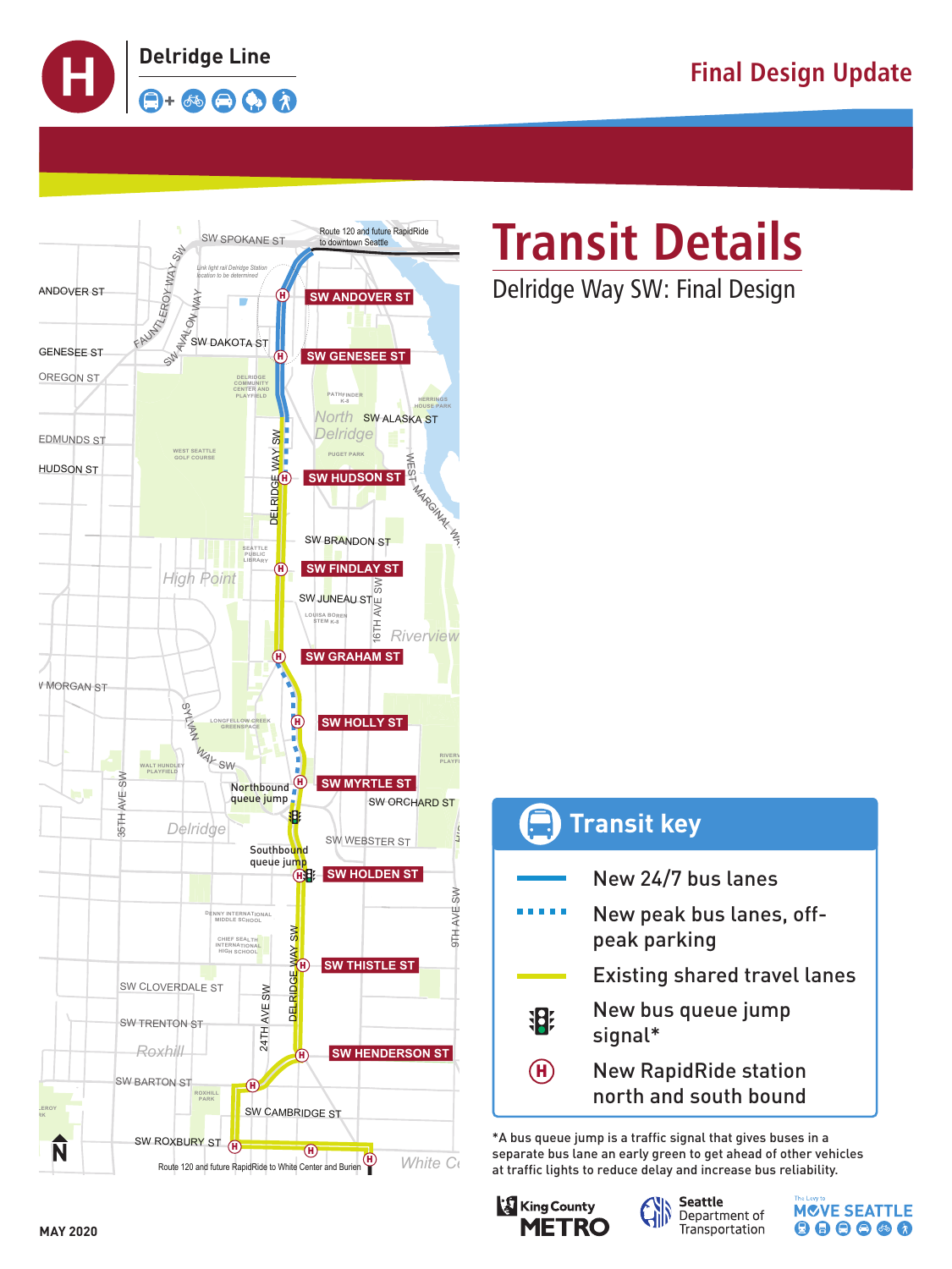# Delridge Line

**Final Design Update**

# Transit Details

## Delridge Way SW: Final Design

SW SPOKANE ST
Route 120 and future RapidRide to downtown Seattle
Link light rail Delridge Station location to be determined
SW ANDOVER ST
SW GENESEE ST
SW HUDSON ST
SW BRANDON ST
SW FINDLAY ST
SW JUNEAU ST
SW GRAHAM ST
SW HOLLY ST
SW MYRTLE ST
Northbound queue jump
SW ORCHARD ST
SW WEBSTER ST
Southbound queue jump
SW HOLDEN ST
SW THISTLE ST
SW CLOVERDALE ST
SW TRENTON ST
SW HENDERSON ST
SW BARTON ST
SW CAMBRIDGE ST
SW ROXBURY ST
Route 120 and future RapidRide to White Center and Burien

### Transit key

- New 24/7 bus lanes
- New peak bus lanes, off-peak parking
- Existing shared travel lanes
- New bus queue jump signal*
- New RapidRide station north and south bound

*A bus queue jump is a traffic signal that gives buses in a separate bus lane an early green to get ahead of other vehicles at traffic lights to reduce delay and increase bus reliability.

MAY 2020

King County METRO | Seattle Department of Transportation | The Levy to MOVE SEATTLE